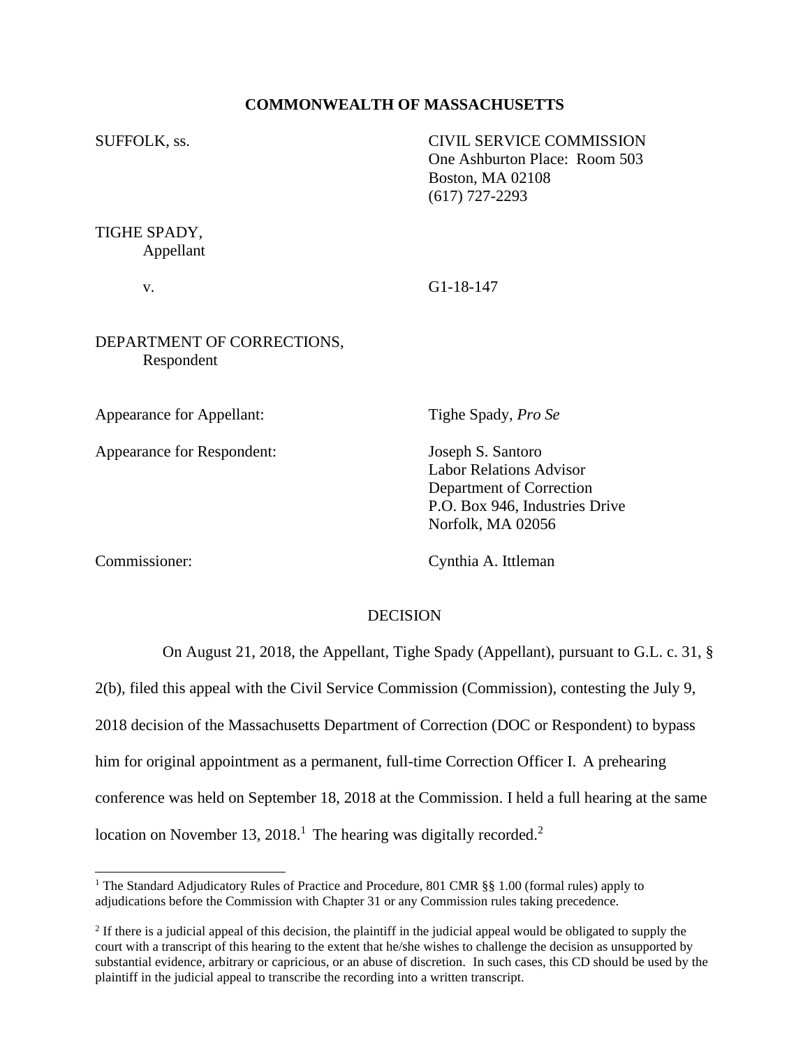**COMMONWEALTH OF MASSACHUSETTS**

SUFFOLK, ss.

CIVIL SERVICE COMMISSION
One Ashburton Place: Room 503
Boston, MA 02108
(617) 727-2293

TIGHE SPADY,
Appellant

v.

G1-18-147

DEPARTMENT OF CORRECTIONS,
Respondent

Appearance for Appellant: Tighe Spady, *Pro Se*

Appearance for Respondent: Joseph S. Santoro
Labor Relations Advisor
Department of Correction
P.O. Box 946, Industries Drive
Norfolk, MA 02056

Commissioner: Cynthia A. Ittleman

DECISION

On August 21, 2018, the Appellant, Tighe Spady (Appellant), pursuant to G.L. c. 31, § 2(b), filed this appeal with the Civil Service Commission (Commission), contesting the July 9, 2018 decision of the Massachusetts Department of Correction (DOC or Respondent) to bypass him for original appointment as a permanent, full-time Correction Officer I. A prehearing conference was held on September 18, 2018 at the Commission. I held a full hearing at the same location on November 13, 2018.[1] The hearing was digitally recorded.[2]

[1] The Standard Adjudicatory Rules of Practice and Procedure, 801 CMR §§ 1.00 (formal rules) apply to adjudications before the Commission with Chapter 31 or any Commission rules taking precedence.

[2] If there is a judicial appeal of this decision, the plaintiff in the judicial appeal would be obligated to supply the court with a transcript of this hearing to the extent that he/she wishes to challenge the decision as unsupported by substantial evidence, arbitrary or capricious, or an abuse of discretion. In such cases, this CD should be used by the plaintiff in the judicial appeal to transcribe the recording into a written transcript.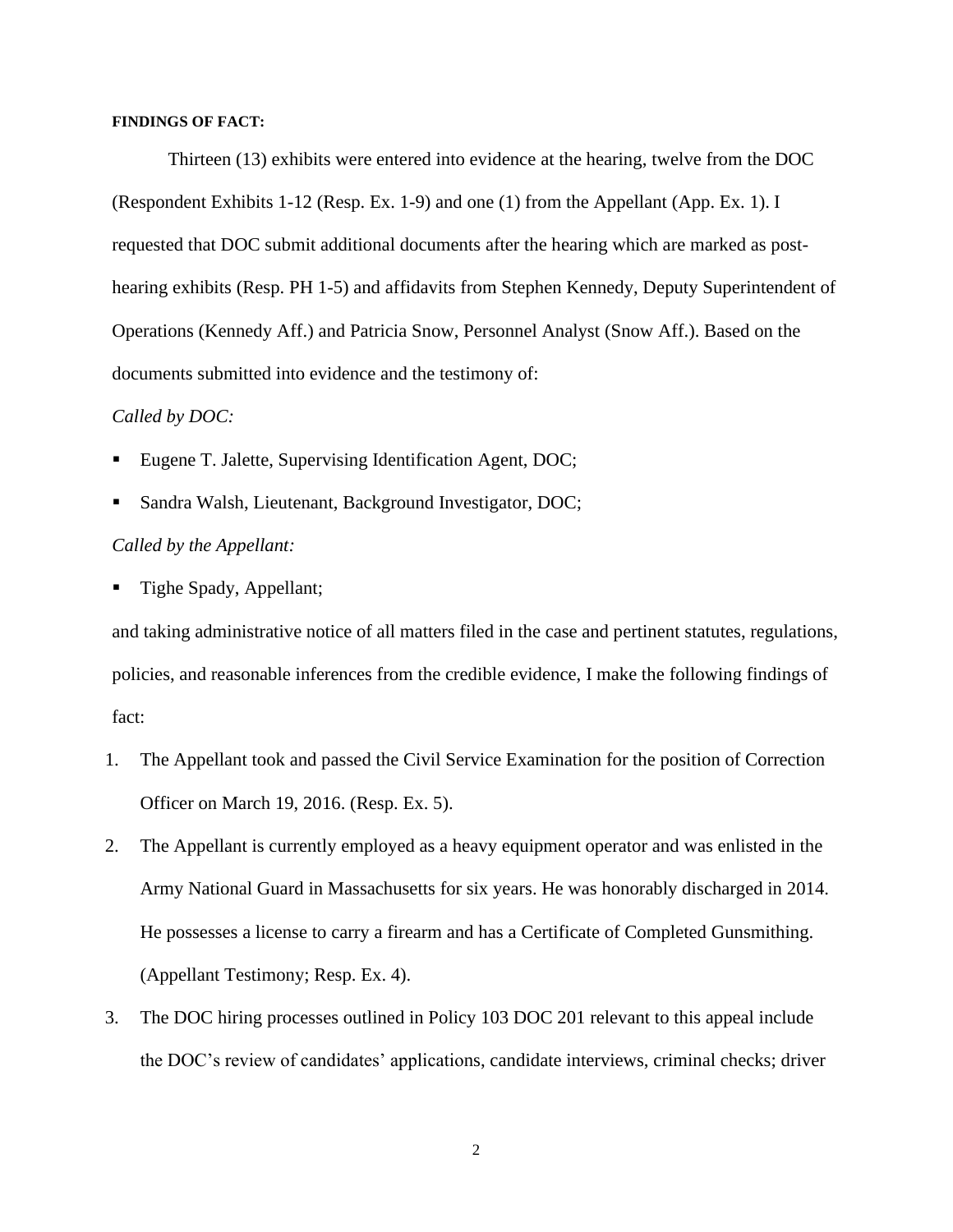**FINDINGS OF FACT:**

Thirteen (13) exhibits were entered into evidence at the hearing, twelve from the DOC (Respondent Exhibits 1-12 (Resp. Ex. 1-9) and one (1) from the Appellant (App. Ex. 1). I requested that DOC submit additional documents after the hearing which are marked as post-hearing exhibits (Resp. PH 1-5) and affidavits from Stephen Kennedy, Deputy Superintendent of Operations (Kennedy Aff.) and Patricia Snow, Personnel Analyst (Snow Aff.). Based on the documents submitted into evidence and the testimony of:

*Called by DOC:*

- Eugene T. Jalette, Supervising Identification Agent, DOC;
- Sandra Walsh, Lieutenant, Background Investigator, DOC;

*Called by the Appellant:*

- Tighe Spady, Appellant;

and taking administrative notice of all matters filed in the case and pertinent statutes, regulations, policies, and reasonable inferences from the credible evidence, I make the following findings of fact:

1. The Appellant took and passed the Civil Service Examination for the position of Correction Officer on March 19, 2016. (Resp. Ex. 5).
2. The Appellant is currently employed as a heavy equipment operator and was enlisted in the Army National Guard in Massachusetts for six years. He was honorably discharged in 2014. He possesses a license to carry a firearm and has a Certificate of Completed Gunsmithing. (Appellant Testimony; Resp. Ex. 4).
3. The DOC hiring processes outlined in Policy 103 DOC 201 relevant to this appeal include the DOC's review of candidates' applications, candidate interviews, criminal checks; driver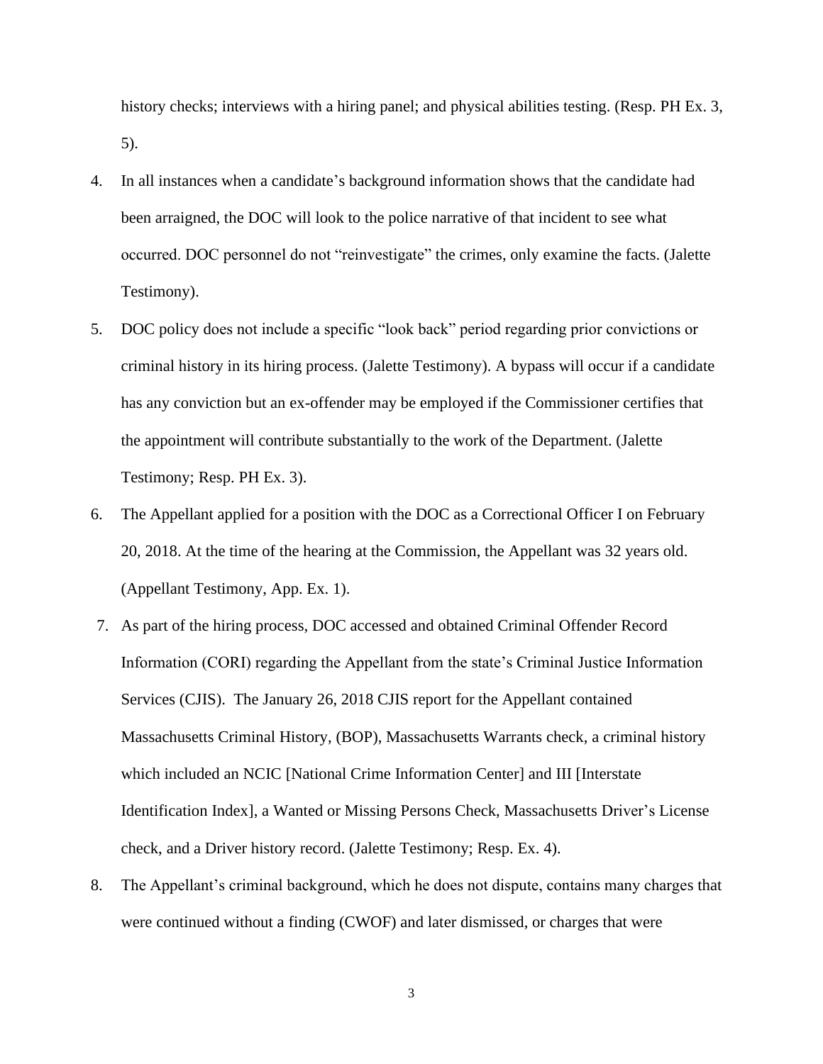history checks; interviews with a hiring panel; and physical abilities testing. (Resp. PH Ex. 3, 5).

4. In all instances when a candidate's background information shows that the candidate had been arraigned, the DOC will look to the police narrative of that incident to see what occurred. DOC personnel do not "reinvestigate" the crimes, only examine the facts. (Jalette Testimony).

5. DOC policy does not include a specific "look back" period regarding prior convictions or criminal history in its hiring process. (Jalette Testimony). A bypass will occur if a candidate has any conviction but an ex-offender may be employed if the Commissioner certifies that the appointment will contribute substantially to the work of the Department. (Jalette Testimony; Resp. PH Ex. 3).

6. The Appellant applied for a position with the DOC as a Correctional Officer I on February 20, 2018. At the time of the hearing at the Commission, the Appellant was 32 years old. (Appellant Testimony, App. Ex. 1).

7. As part of the hiring process, DOC accessed and obtained Criminal Offender Record Information (CORI) regarding the Appellant from the state's Criminal Justice Information Services (CJIS). The January 26, 2018 CJIS report for the Appellant contained Massachusetts Criminal History, (BOP), Massachusetts Warrants check, a criminal history which included an NCIC [National Crime Information Center] and III [Interstate Identification Index], a Wanted or Missing Persons Check, Massachusetts Driver's License check, and a Driver history record. (Jalette Testimony; Resp. Ex. 4).

8. The Appellant's criminal background, which he does not dispute, contains many charges that were continued without a finding (CWOF) and later dismissed, or charges that were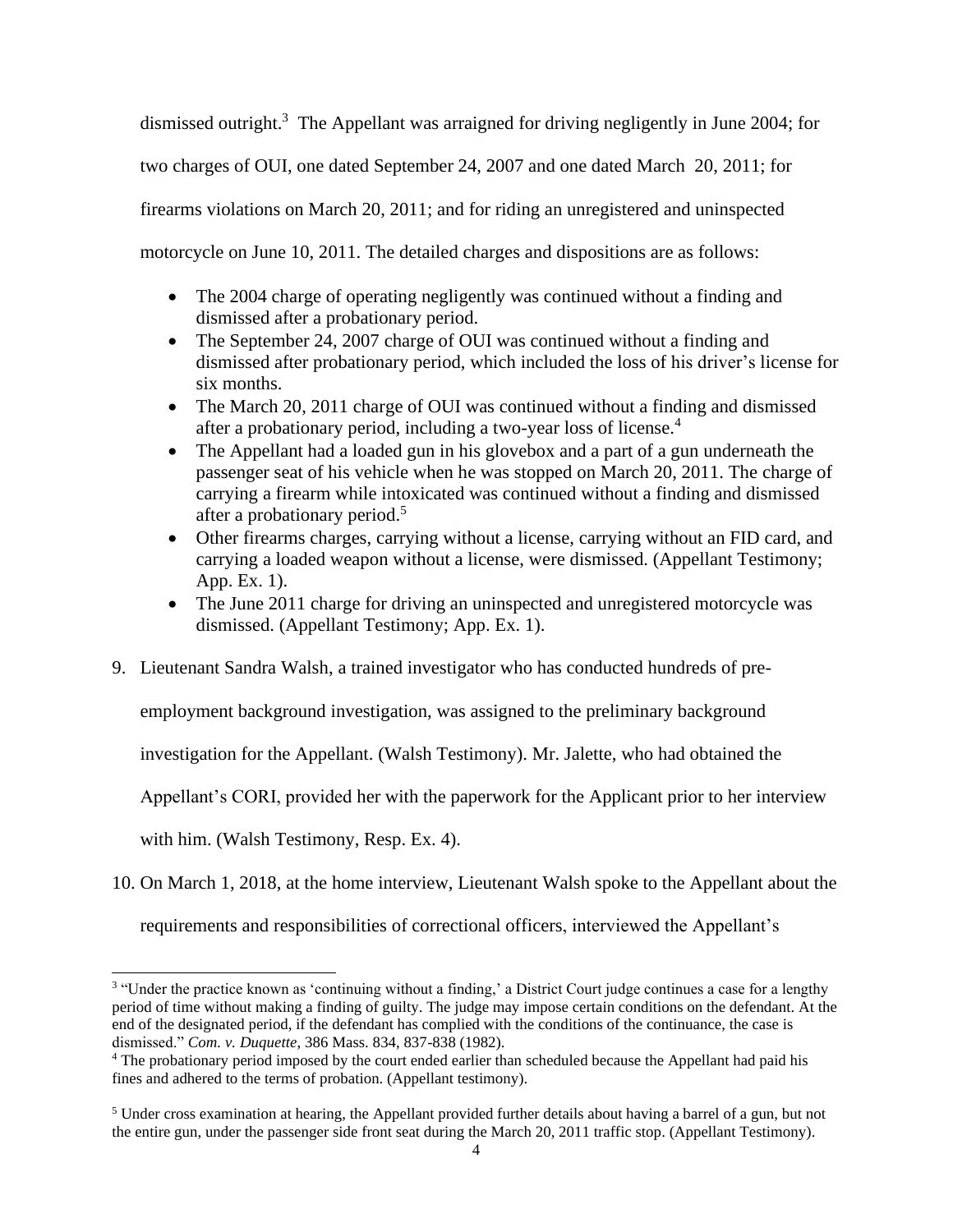dismissed outright.[3] The Appellant was arraigned for driving negligently in June 2004; for two charges of OUI, one dated September 24, 2007 and one dated March 20, 2011; for firearms violations on March 20, 2011; and for riding an unregistered and uninspected motorcycle on June 10, 2011. The detailed charges and dispositions are as follows:

- The 2004 charge of operating negligently was continued without a finding and dismissed after a probationary period.
- The September 24, 2007 charge of OUI was continued without a finding and dismissed after probationary period, which included the loss of his driver's license for six months.
- The March 20, 2011 charge of OUI was continued without a finding and dismissed after a probationary period, including a two-year loss of license.[4]
- The Appellant had a loaded gun in his glovebox and a part of a gun underneath the passenger seat of his vehicle when he was stopped on March 20, 2011. The charge of carrying a firearm while intoxicated was continued without a finding and dismissed after a probationary period.[5]
- Other firearms charges, carrying without a license, carrying without an FID card, and carrying a loaded weapon without a license, were dismissed. (Appellant Testimony; App. Ex. 1).
- The June 2011 charge for driving an uninspected and unregistered motorcycle was dismissed. (Appellant Testimony; App. Ex. 1).

9. Lieutenant Sandra Walsh, a trained investigator who has conducted hundreds of pre-employment background investigation, was assigned to the preliminary background investigation for the Appellant. (Walsh Testimony). Mr. Jalette, who had obtained the Appellant's CORI, provided her with the paperwork for the Applicant prior to her interview with him. (Walsh Testimony, Resp. Ex. 4).

10. On March 1, 2018, at the home interview, Lieutenant Walsh spoke to the Appellant about the requirements and responsibilities of correctional officers, interviewed the Appellant's

---

[3] "Under the practice known as 'continuing without a finding,' a District Court judge continues a case for a lengthy period of time without making a finding of guilty. The judge may impose certain conditions on the defendant. At the end of the designated period, if the defendant has complied with the conditions of the continuance, the case is dismissed." *Com. v. Duquette*, 386 Mass. 834, 837-838 (1982).

[4] The probationary period imposed by the court ended earlier than scheduled because the Appellant had paid his fines and adhered to the terms of probation. (Appellant testimony).

[5] Under cross examination at hearing, the Appellant provided further details about having a barrel of a gun, but not the entire gun, under the passenger side front seat during the March 20, 2011 traffic stop. (Appellant Testimony).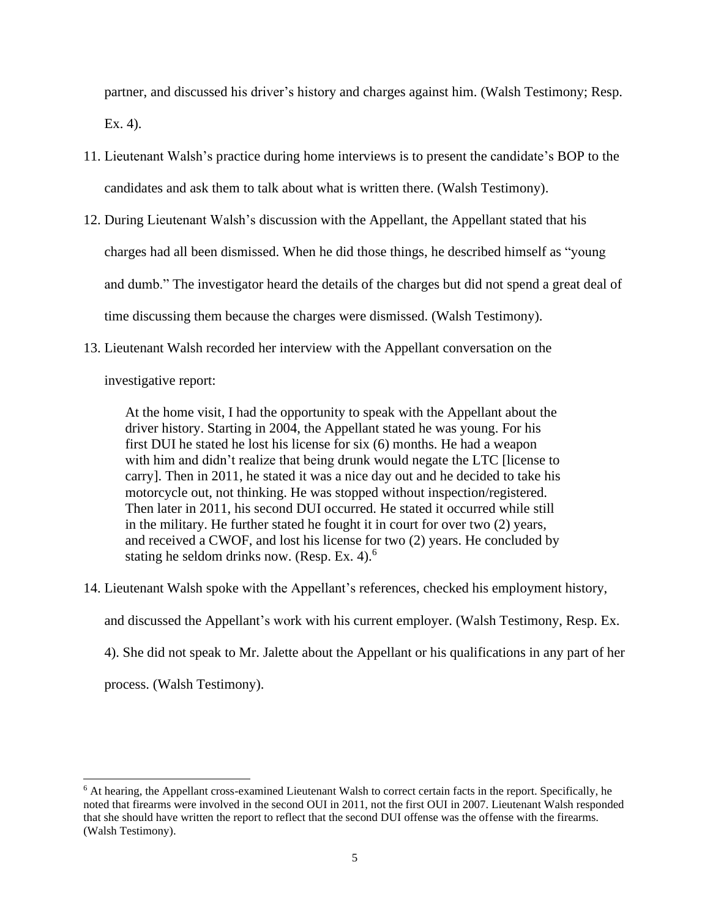partner, and discussed his driver's history and charges against him. (Walsh Testimony; Resp. Ex. 4).

11. Lieutenant Walsh's practice during home interviews is to present the candidate's BOP to the candidates and ask them to talk about what is written there. (Walsh Testimony).

12. During Lieutenant Walsh's discussion with the Appellant, the Appellant stated that his charges had all been dismissed. When he did those things, he described himself as "young and dumb." The investigator heard the details of the charges but did not spend a great deal of time discussing them because the charges were dismissed. (Walsh Testimony).

13. Lieutenant Walsh recorded her interview with the Appellant conversation on the investigative report:

    > At the home visit, I had the opportunity to speak with the Appellant about the driver history. Starting in 2004, the Appellant stated he was young. For his first DUI he stated he lost his license for six (6) months. He had a weapon with him and didn't realize that being drunk would negate the LTC [license to carry]. Then in 2011, he stated it was a nice day out and he decided to take his motorcycle out, not thinking. He was stopped without inspection/registered. Then later in 2011, his second DUI occurred. He stated it occurred while still in the military. He further stated he fought it in court for over two (2) years, and received a CWOF, and lost his license for two (2) years. He concluded by stating he seldom drinks now. (Resp. Ex. 4).[6]

14. Lieutenant Walsh spoke with the Appellant's references, checked his employment history, and discussed the Appellant's work with his current employer. (Walsh Testimony, Resp. Ex. 4). She did not speak to Mr. Jalette about the Appellant or his qualifications in any part of her process. (Walsh Testimony).

---

[6] At hearing, the Appellant cross-examined Lieutenant Walsh to correct certain facts in the report. Specifically, he noted that firearms were involved in the second OUI in 2011, not the first OUI in 2007. Lieutenant Walsh responded that she should have written the report to reflect that the second DUI offense was the offense with the firearms. (Walsh Testimony).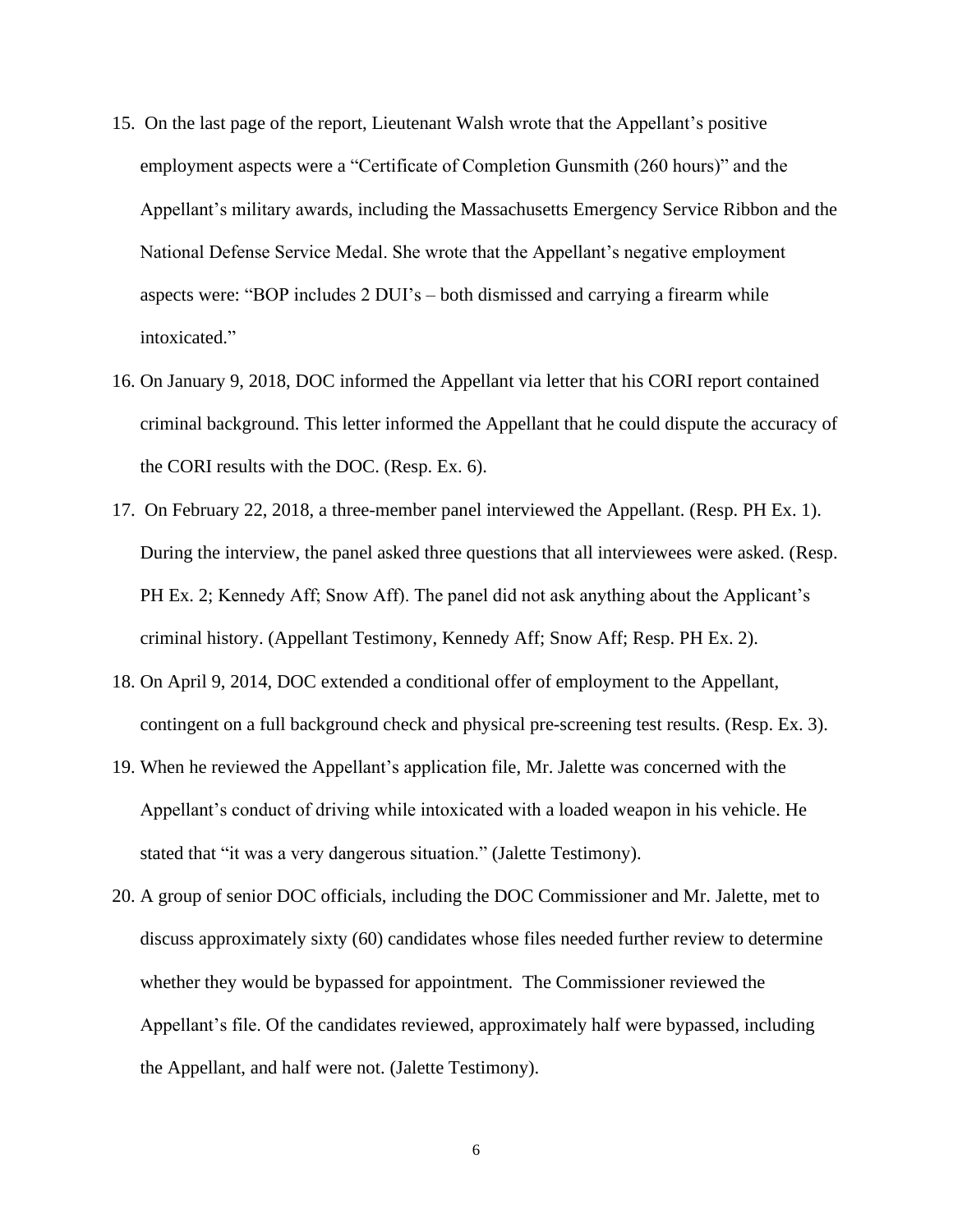15. On the last page of the report, Lieutenant Walsh wrote that the Appellant's positive employment aspects were a "Certificate of Completion Gunsmith (260 hours)" and the Appellant's military awards, including the Massachusetts Emergency Service Ribbon and the National Defense Service Medal. She wrote that the Appellant's negative employment aspects were: "BOP includes 2 DUI's – both dismissed and carrying a firearm while intoxicated."

16. On January 9, 2018, DOC informed the Appellant via letter that his CORI report contained criminal background. This letter informed the Appellant that he could dispute the accuracy of the CORI results with the DOC. (Resp. Ex. 6).

17. On February 22, 2018, a three-member panel interviewed the Appellant. (Resp. PH Ex. 1). During the interview, the panel asked three questions that all interviewees were asked. (Resp. PH Ex. 2; Kennedy Aff; Snow Aff). The panel did not ask anything about the Applicant's criminal history. (Appellant Testimony, Kennedy Aff; Snow Aff; Resp. PH Ex. 2).

18. On April 9, 2014, DOC extended a conditional offer of employment to the Appellant, contingent on a full background check and physical pre-screening test results. (Resp. Ex. 3).

19. When he reviewed the Appellant's application file, Mr. Jalette was concerned with the Appellant's conduct of driving while intoxicated with a loaded weapon in his vehicle. He stated that "it was a very dangerous situation." (Jalette Testimony).

20. A group of senior DOC officials, including the DOC Commissioner and Mr. Jalette, met to discuss approximately sixty (60) candidates whose files needed further review to determine whether they would be bypassed for appointment. The Commissioner reviewed the Appellant's file. Of the candidates reviewed, approximately half were bypassed, including the Appellant, and half were not. (Jalette Testimony).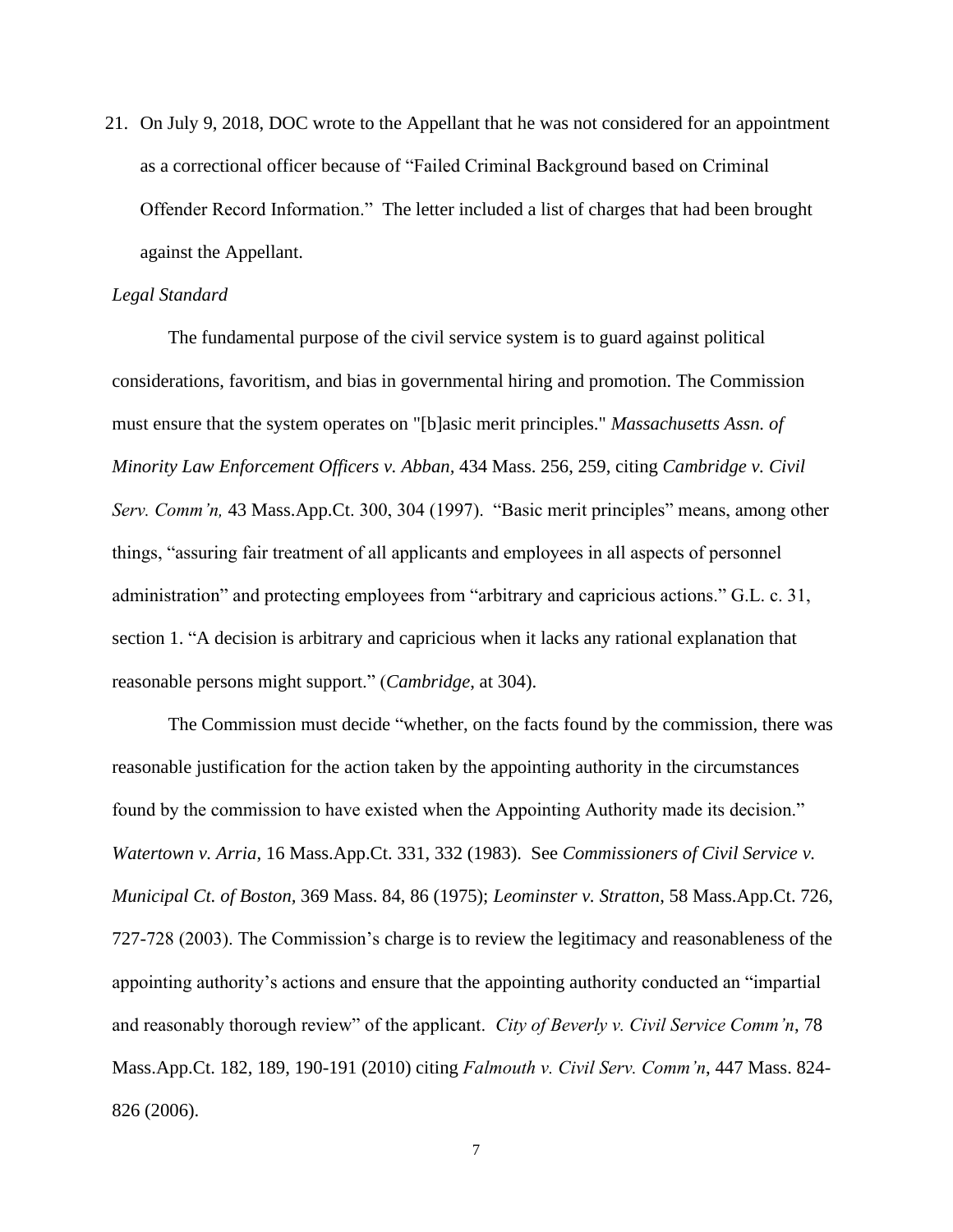21. On July 9, 2018, DOC wrote to the Appellant that he was not considered for an appointment as a correctional officer because of "Failed Criminal Background based on Criminal Offender Record Information." The letter included a list of charges that had been brought against the Appellant.

*Legal Standard*

The fundamental purpose of the civil service system is to guard against political considerations, favoritism, and bias in governmental hiring and promotion. The Commission must ensure that the system operates on "[b]asic merit principles." *Massachusetts Assn. of Minority Law Enforcement Officers v. Abban,* 434 Mass. 256, 259, citing *Cambridge v. Civil Serv. Comm'n,* 43 Mass.App.Ct. 300, 304 (1997). "Basic merit principles" means, among other things, "assuring fair treatment of all applicants and employees in all aspects of personnel administration" and protecting employees from "arbitrary and capricious actions." G.L. c. 31, section 1. "A decision is arbitrary and capricious when it lacks any rational explanation that reasonable persons might support." (*Cambridge,* at 304).

The Commission must decide "whether, on the facts found by the commission, there was reasonable justification for the action taken by the appointing authority in the circumstances found by the commission to have existed when the Appointing Authority made its decision." *Watertown v. Arria*, 16 Mass.App.Ct. 331, 332 (1983). See *Commissioners of Civil Service v. Municipal Ct. of Boston,* 369 Mass. 84, 86 (1975); *Leominster v. Stratton*, 58 Mass.App.Ct. 726, 727-728 (2003). The Commission's charge is to review the legitimacy and reasonableness of the appointing authority's actions and ensure that the appointing authority conducted an "impartial and reasonably thorough review" of the applicant. *City of Beverly v. Civil Service Comm'n*, 78 Mass.App.Ct. 182, 189, 190-191 (2010) citing *Falmouth v. Civil Serv. Comm'n*, 447 Mass. 824-826 (2006).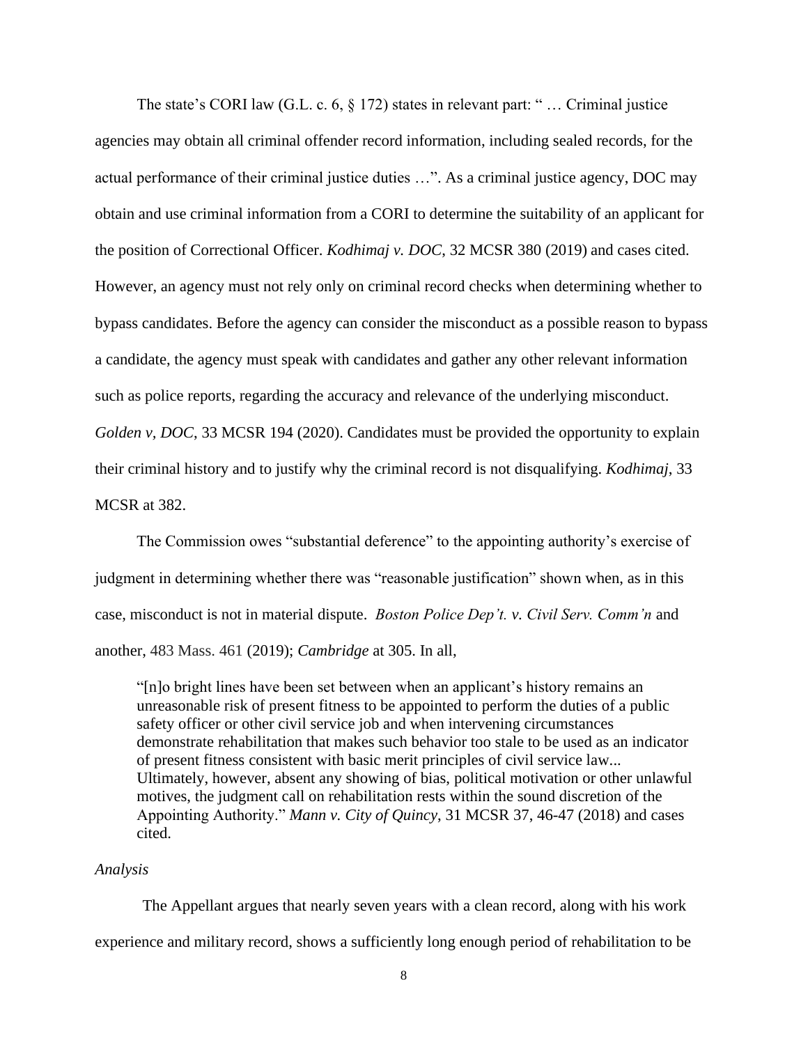The state's CORI law (G.L. c. 6, § 172) states in relevant part: " … Criminal justice agencies may obtain all criminal offender record information, including sealed records, for the actual performance of their criminal justice duties …". As a criminal justice agency, DOC may obtain and use criminal information from a CORI to determine the suitability of an applicant for the position of Correctional Officer. *Kodhimaj v. DOC*, 32 MCSR 380 (2019) and cases cited. However, an agency must not rely only on criminal record checks when determining whether to bypass candidates. Before the agency can consider the misconduct as a possible reason to bypass a candidate, the agency must speak with candidates and gather any other relevant information such as police reports, regarding the accuracy and relevance of the underlying misconduct. *Golden v, DOC*, 33 MCSR 194 (2020). Candidates must be provided the opportunity to explain their criminal history and to justify why the criminal record is not disqualifying. *Kodhimaj*, 33 MCSR at 382.

The Commission owes "substantial deference" to the appointing authority's exercise of judgment in determining whether there was "reasonable justification" shown when, as in this case, misconduct is not in material dispute. *Boston Police Dep't. v. Civil Serv. Comm'n* and another, 483 Mass. 461 (2019); *Cambridge* at 305. In all,

> "[n]o bright lines have been set between when an applicant's history remains an unreasonable risk of present fitness to be appointed to perform the duties of a public safety officer or other civil service job and when intervening circumstances demonstrate rehabilitation that makes such behavior too stale to be used as an indicator of present fitness consistent with basic merit principles of civil service law... Ultimately, however, absent any showing of bias, political motivation or other unlawful motives, the judgment call on rehabilitation rests within the sound discretion of the Appointing Authority." *Mann v. City of Quincy*, 31 MCSR 37, 46-47 (2018) and cases cited.

*Analysis*

The Appellant argues that nearly seven years with a clean record, along with his work experience and military record, shows a sufficiently long enough period of rehabilitation to be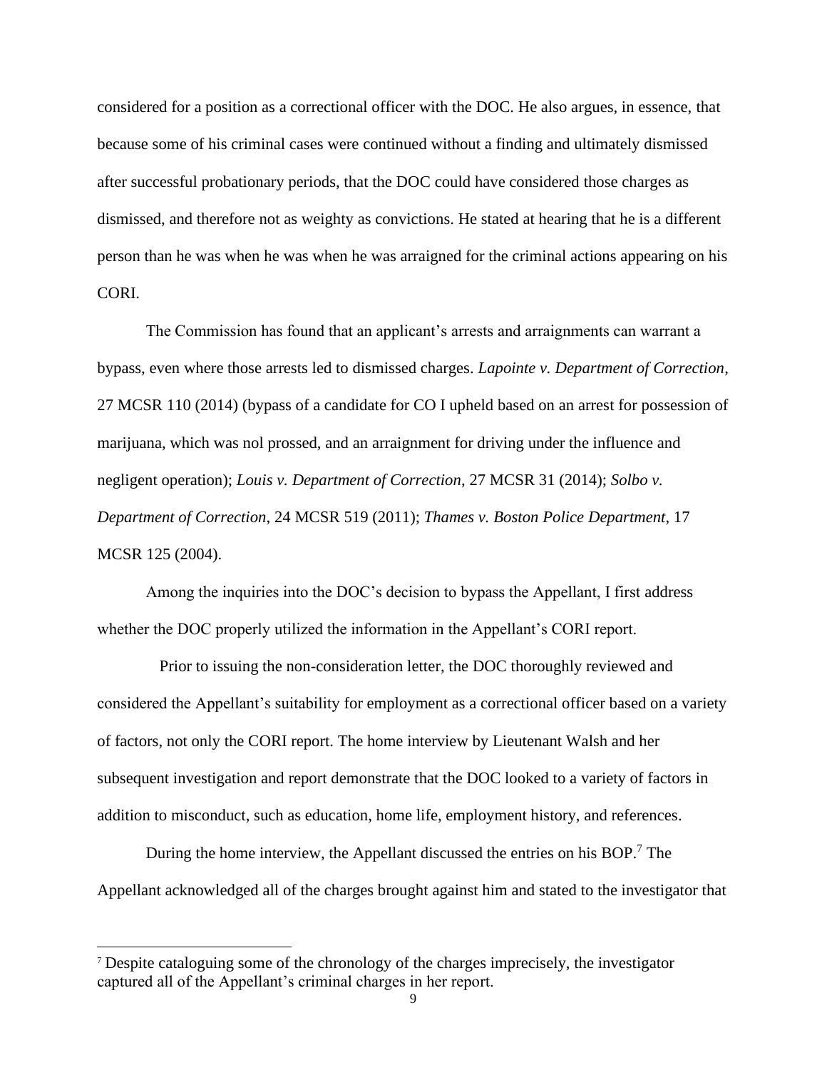considered for a position as a correctional officer with the DOC. He also argues, in essence, that because some of his criminal cases were continued without a finding and ultimately dismissed after successful probationary periods, that the DOC could have considered those charges as dismissed, and therefore not as weighty as convictions. He stated at hearing that he is a different person than he was when he was when he was arraigned for the criminal actions appearing on his CORI.

The Commission has found that an applicant's arrests and arraignments can warrant a bypass, even where those arrests led to dismissed charges. *Lapointe v. Department of Correction*, 27 MCSR 110 (2014) (bypass of a candidate for CO I upheld based on an arrest for possession of marijuana, which was nol prossed, and an arraignment for driving under the influence and negligent operation); *Louis v. Department of Correction*, 27 MCSR 31 (2014); *Solbo v. Department of Correction*, 24 MCSR 519 (2011); *Thames v. Boston Police Department*, 17 MCSR 125 (2004).

Among the inquiries into the DOC's decision to bypass the Appellant, I first address whether the DOC properly utilized the information in the Appellant's CORI report.

Prior to issuing the non-consideration letter, the DOC thoroughly reviewed and considered the Appellant's suitability for employment as a correctional officer based on a variety of factors, not only the CORI report. The home interview by Lieutenant Walsh and her subsequent investigation and report demonstrate that the DOC looked to a variety of factors in addition to misconduct, such as education, home life, employment history, and references.

During the home interview, the Appellant discussed the entries on his BOP.[7] The Appellant acknowledged all of the charges brought against him and stated to the investigator that

[7] Despite cataloguing some of the chronology of the charges imprecisely, the investigator captured all of the Appellant's criminal charges in her report.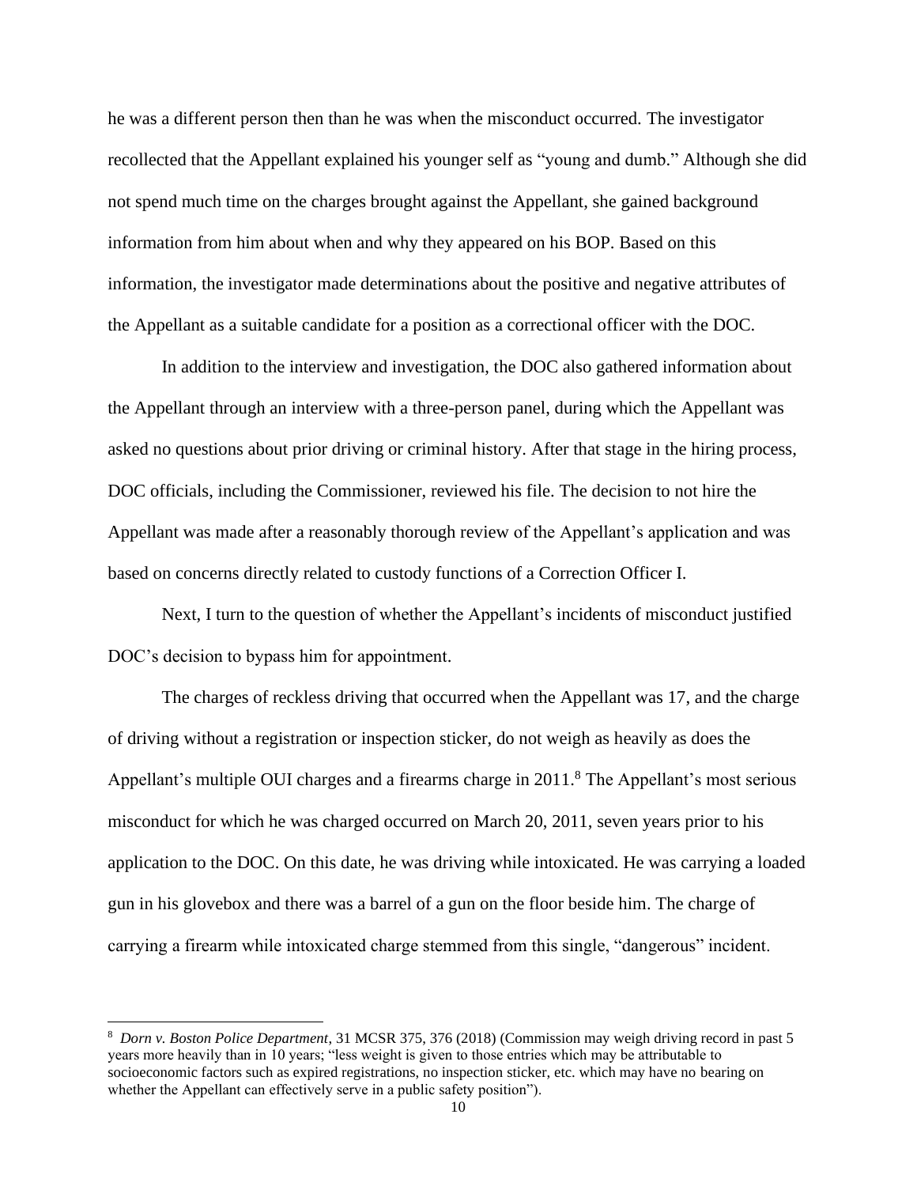he was a different person then than he was when the misconduct occurred. The investigator recollected that the Appellant explained his younger self as "young and dumb." Although she did not spend much time on the charges brought against the Appellant, she gained background information from him about when and why they appeared on his BOP. Based on this information, the investigator made determinations about the positive and negative attributes of the Appellant as a suitable candidate for a position as a correctional officer with the DOC.

In addition to the interview and investigation, the DOC also gathered information about the Appellant through an interview with a three-person panel, during which the Appellant was asked no questions about prior driving or criminal history. After that stage in the hiring process, DOC officials, including the Commissioner, reviewed his file. The decision to not hire the Appellant was made after a reasonably thorough review of the Appellant's application and was based on concerns directly related to custody functions of a Correction Officer I.

Next, I turn to the question of whether the Appellant's incidents of misconduct justified DOC's decision to bypass him for appointment.

The charges of reckless driving that occurred when the Appellant was 17, and the charge of driving without a registration or inspection sticker, do not weigh as heavily as does the Appellant's multiple OUI charges and a firearms charge in 2011.[8] The Appellant's most serious misconduct for which he was charged occurred on March 20, 2011, seven years prior to his application to the DOC. On this date, he was driving while intoxicated. He was carrying a loaded gun in his glovebox and there was a barrel of a gun on the floor beside him. The charge of carrying a firearm while intoxicated charge stemmed from this single, "dangerous" incident.

---

[8] *Dorn v. Boston Police Department*, 31 MCSR 375, 376 (2018) (Commission may weigh driving record in past 5 years more heavily than in 10 years; "less weight is given to those entries which may be attributable to socioeconomic factors such as expired registrations, no inspection sticker, etc. which may have no bearing on whether the Appellant can effectively serve in a public safety position").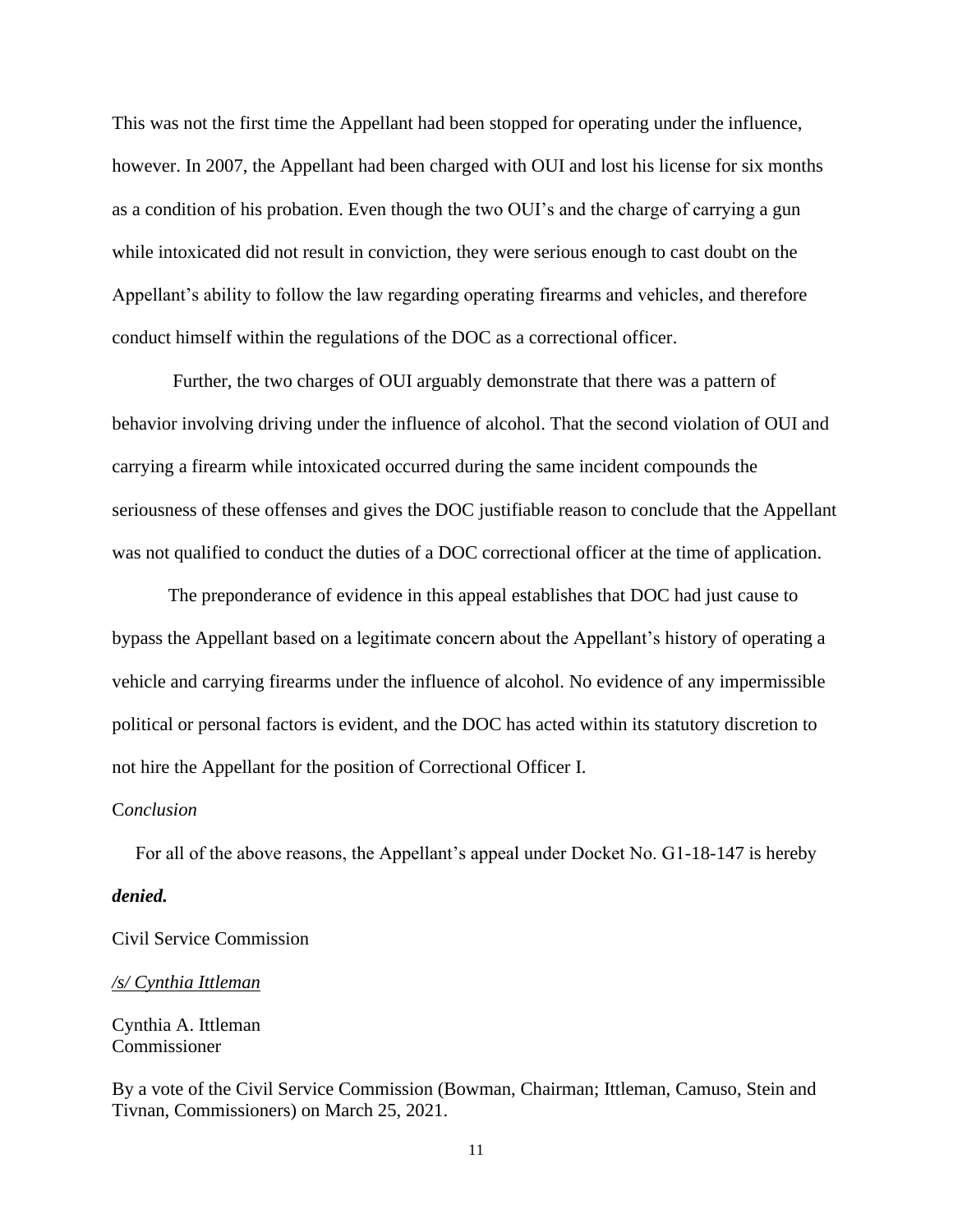This was not the first time the Appellant had been stopped for operating under the influence, however. In 2007, the Appellant had been charged with OUI and lost his license for six months as a condition of his probation. Even though the two OUI's and the charge of carrying a gun while intoxicated did not result in conviction, they were serious enough to cast doubt on the Appellant's ability to follow the law regarding operating firearms and vehicles, and therefore conduct himself within the regulations of the DOC as a correctional officer.

Further, the two charges of OUI arguably demonstrate that there was a pattern of behavior involving driving under the influence of alcohol. That the second violation of OUI and carrying a firearm while intoxicated occurred during the same incident compounds the seriousness of these offenses and gives the DOC justifiable reason to conclude that the Appellant was not qualified to conduct the duties of a DOC correctional officer at the time of application.

The preponderance of evidence in this appeal establishes that DOC had just cause to bypass the Appellant based on a legitimate concern about the Appellant's history of operating a vehicle and carrying firearms under the influence of alcohol. No evidence of any impermissible political or personal factors is evident, and the DOC has acted within its statutory discretion to not hire the Appellant for the position of Correctional Officer I.

C*onclusion*

For all of the above reasons, the Appellant's appeal under Docket No. G1-18-147 is hereby ***denied.***

Civil Service Commission

*/s/ Cynthia Ittleman*

Cynthia A. Ittleman
Commissioner

By a vote of the Civil Service Commission (Bowman, Chairman; Ittleman, Camuso, Stein and Tivnan, Commissioners) on March 25, 2021.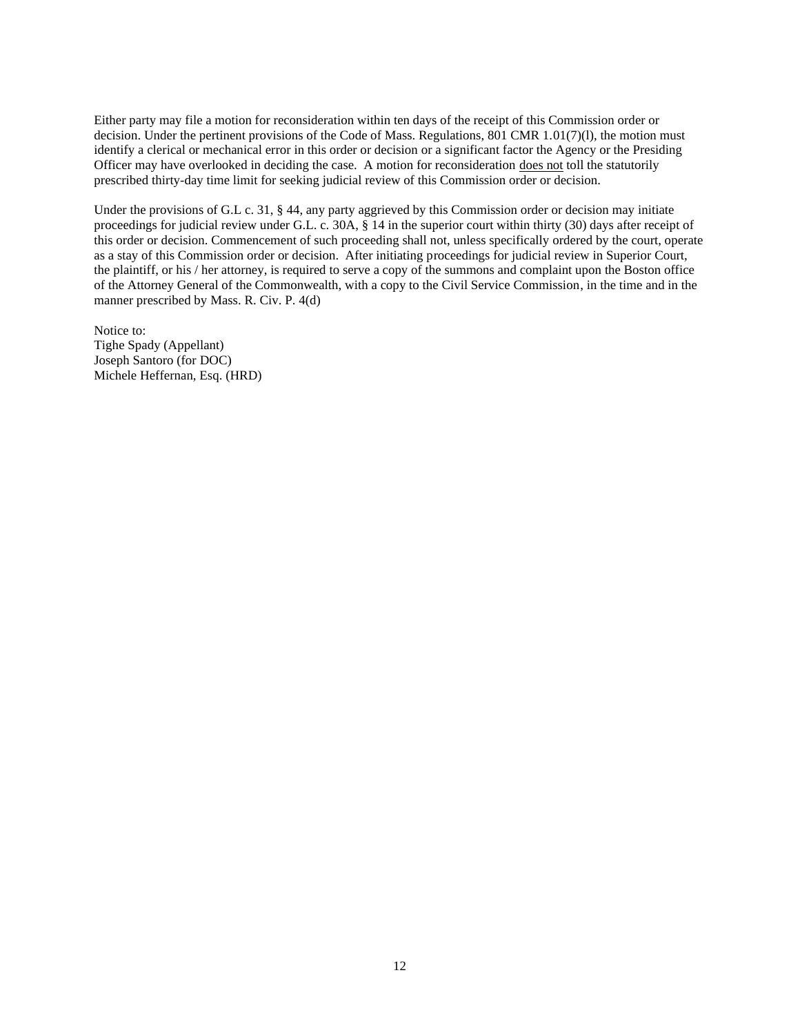Either party may file a motion for reconsideration within ten days of the receipt of this Commission order or decision. Under the pertinent provisions of the Code of Mass. Regulations, 801 CMR 1.01(7)(l), the motion must identify a clerical or mechanical error in this order or decision or a significant factor the Agency or the Presiding Officer may have overlooked in deciding the case. A motion for reconsideration does not toll the statutorily prescribed thirty-day time limit for seeking judicial review of this Commission order or decision.

Under the provisions of G.L c. 31, § 44, any party aggrieved by this Commission order or decision may initiate proceedings for judicial review under G.L. c. 30A, § 14 in the superior court within thirty (30) days after receipt of this order or decision. Commencement of such proceeding shall not, unless specifically ordered by the court, operate as a stay of this Commission order or decision. After initiating proceedings for judicial review in Superior Court, the plaintiff, or his / her attorney, is required to serve a copy of the summons and complaint upon the Boston office of the Attorney General of the Commonwealth, with a copy to the Civil Service Commission, in the time and in the manner prescribed by Mass. R. Civ. P. 4(d)

Notice to:
Tighe Spady (Appellant)
Joseph Santoro (for DOC)
Michele Heffernan, Esq. (HRD)